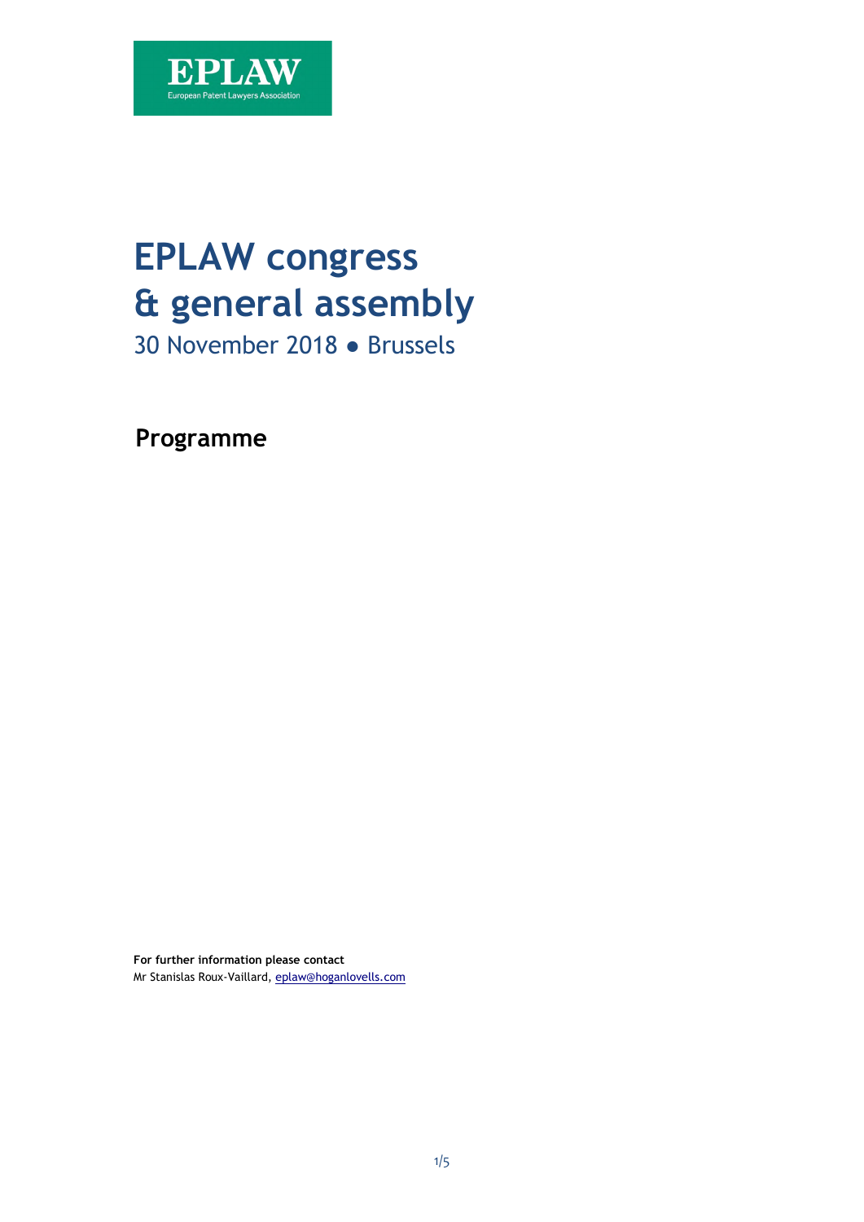EPLAW
European Patent Lawyers Association

# EPLAW congress & general assembly

30 November 2018 ● Brussels

## Programme

**For further information please contact**
Mr Stanislas Roux-Vaillard, eplaw@hoganlovells.com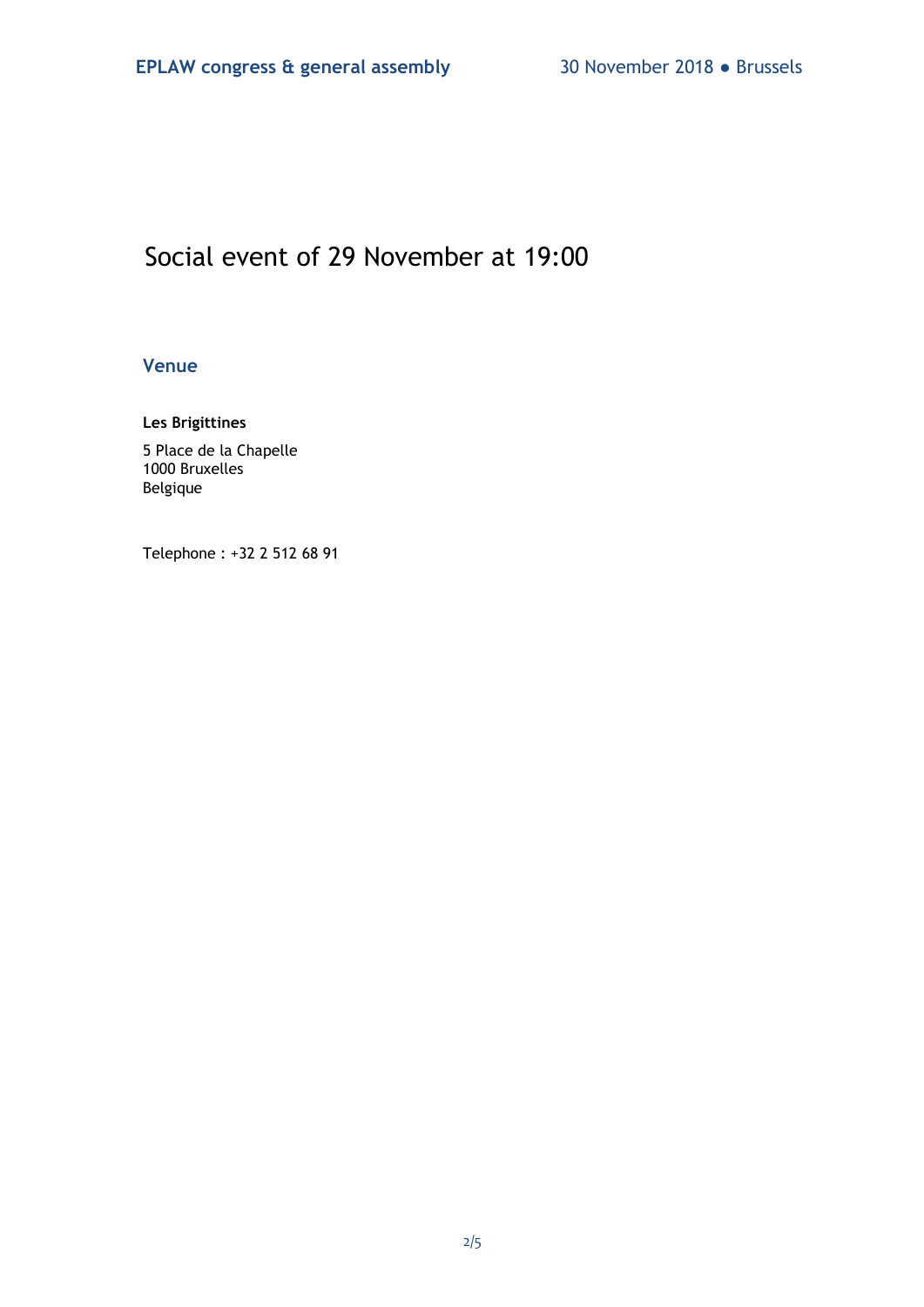# Social event of 29 November at 19:00

## Venue

**Les Brigittines**

5 Place de la Chapelle
1000 Bruxelles
Belgique

Telephone : +32 2 512 68 91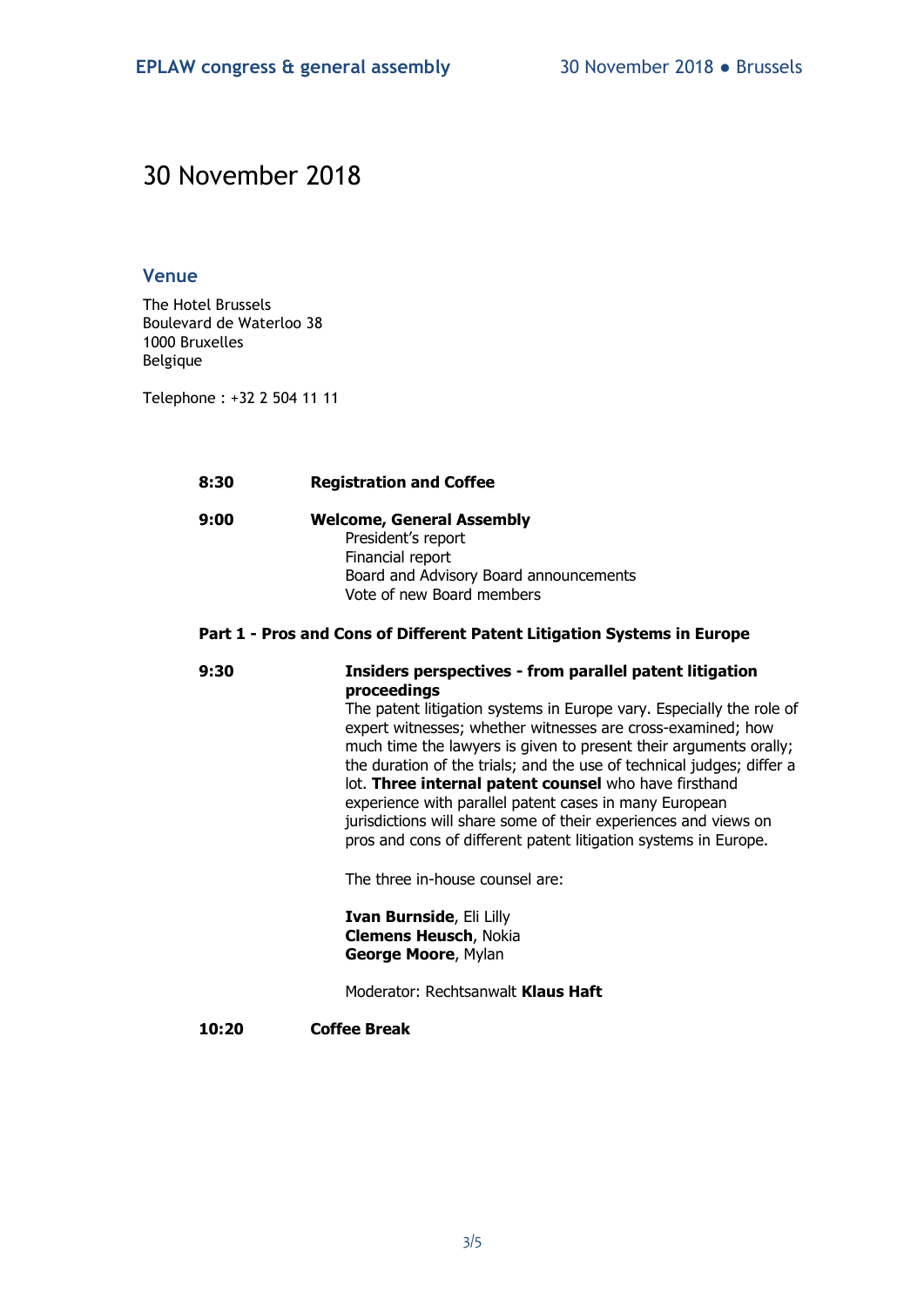# 30 November 2018

## Venue

The Hotel Brussels
Boulevard de Waterloo 38
1000 Bruxelles
Belgique

Telephone : +32 2 504 11 11

**8:30** **Registration and Coffee**

**9:00** **Welcome, General Assembly**
President's report
Financial report
Board and Advisory Board announcements
Vote of new Board members

**Part 1 - Pros and Cons of Different Patent Litigation Systems in Europe**

**9:30** **Insiders perspectives - from parallel patent litigation proceedings**

The patent litigation systems in Europe vary. Especially the role of expert witnesses; whether witnesses are cross-examined; how much time the lawyers is given to present their arguments orally; the duration of the trials; and the use of technical judges; differ a lot. **Three internal patent counsel** who have firsthand experience with parallel patent cases in many European jurisdictions will share some of their experiences and views on pros and cons of different patent litigation systems in Europe.

The three in-house counsel are:

**Ivan Burnside**, Eli Lilly
**Clemens Heusch**, Nokia
**George Moore**, Mylan

Moderator: Rechtsanwalt **Klaus Haft**

**10:20** **Coffee Break**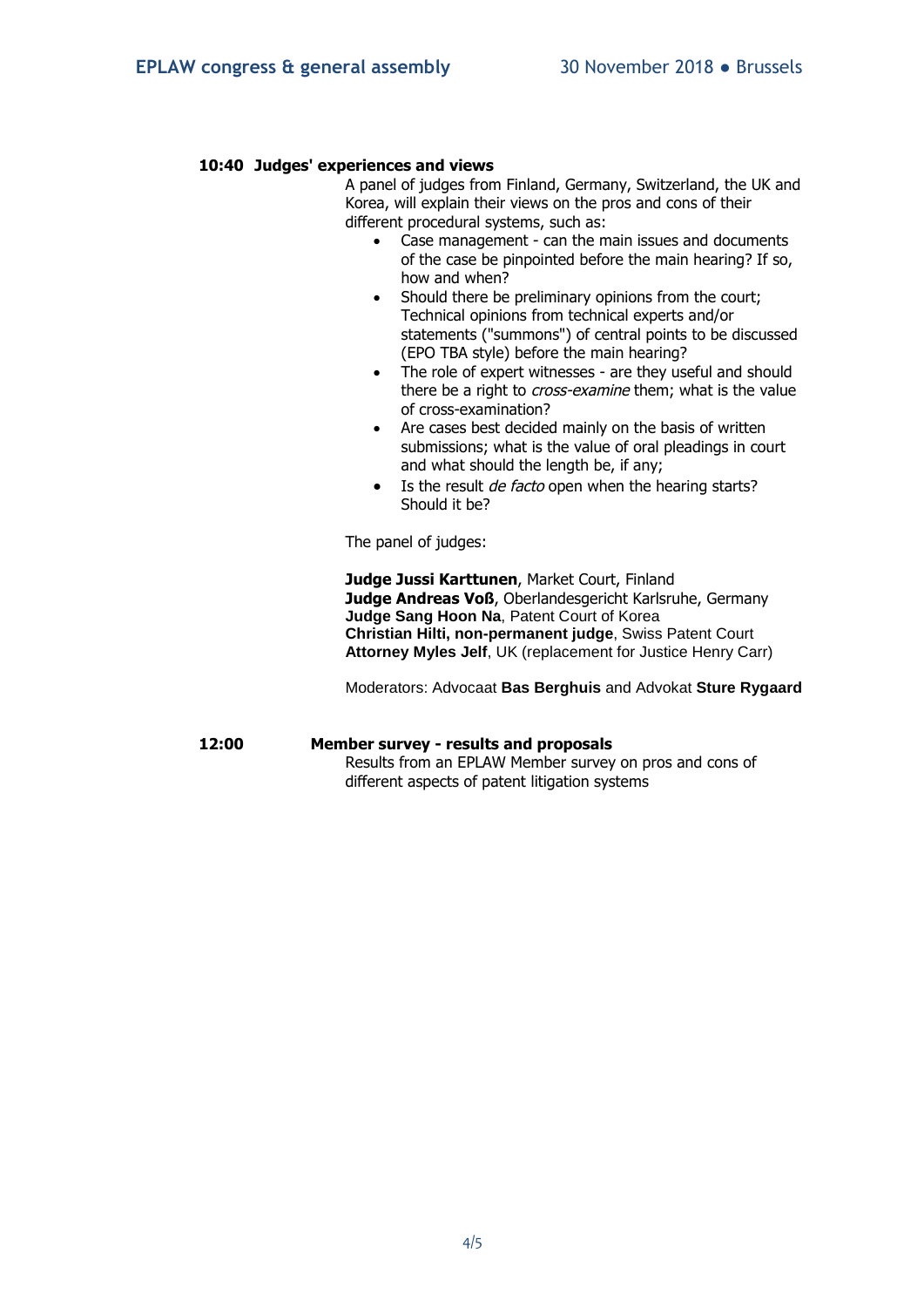**10:40 Judges' experiences and views**

A panel of judges from Finland, Germany, Switzerland, the UK and Korea, will explain their views on the pros and cons of their different procedural systems, such as:

- Case management - can the main issues and documents of the case be pinpointed before the main hearing? If so, how and when?
- Should there be preliminary opinions from the court; Technical opinions from technical experts and/or statements ("summons") of central points to be discussed (EPO TBA style) before the main hearing?
- The role of expert witnesses - are they useful and should there be a right to *cross-examine* them; what is the value of cross-examination?
- Are cases best decided mainly on the basis of written submissions; what is the value of oral pleadings in court and what should the length be, if any;
- Is the result *de facto* open when the hearing starts? Should it be?

The panel of judges:

**Judge Jussi Karttunen**, Market Court, Finland
**Judge Andreas Voß**, Oberlandesgericht Karlsruhe, Germany
**Judge Sang Hoon Na**, Patent Court of Korea
**Christian Hilti, non-permanent judge**, Swiss Patent Court
**Attorney Myles Jelf**, UK (replacement for Justice Henry Carr)

Moderators: Advocaat **Bas Berghuis** and Advokat **Sture Rygaard**

**12:00 Member survey - results and proposals**

Results from an EPLAW Member survey on pros and cons of different aspects of patent litigation systems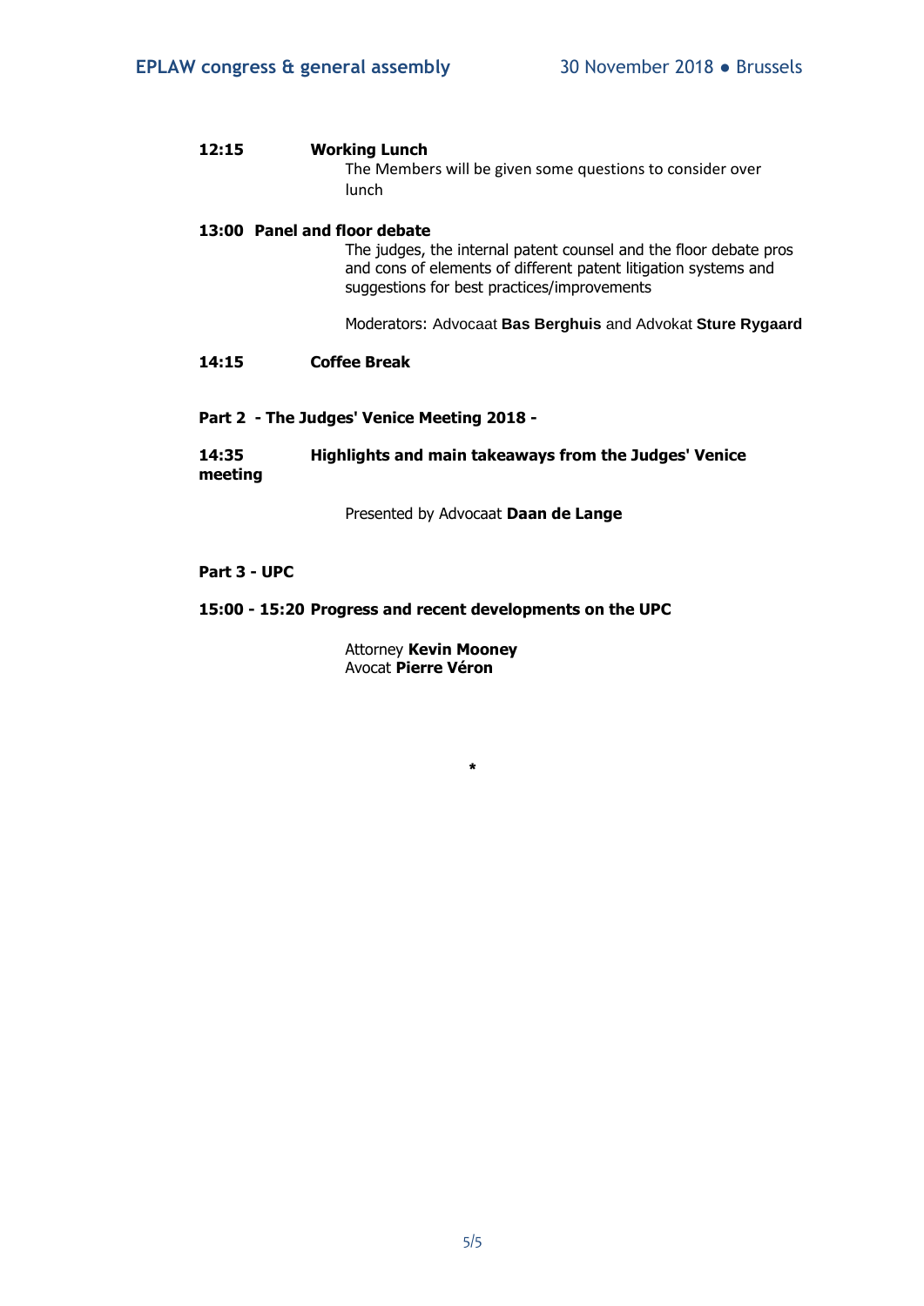**12:15 Working Lunch**

The Members will be given some questions to consider over lunch

**13:00 Panel and floor debate**

The judges, the internal patent counsel and the floor debate pros and cons of elements of different patent litigation systems and suggestions for best practices/improvements

Moderators: Advocaat **Bas Berghuis** and Advokat **Sture Rygaard**

**14:15 Coffee Break**

**Part 2 - The Judges' Venice Meeting 2018 -**

**14:35 Highlights and main takeaways from the Judges' Venice meeting**

Presented by Advocaat **Daan de Lange**

**Part 3 - UPC**

**15:00 - 15:20 Progress and recent developments on the UPC**

Attorney **Kevin Mooney**
Avocat **Pierre Véron**

*